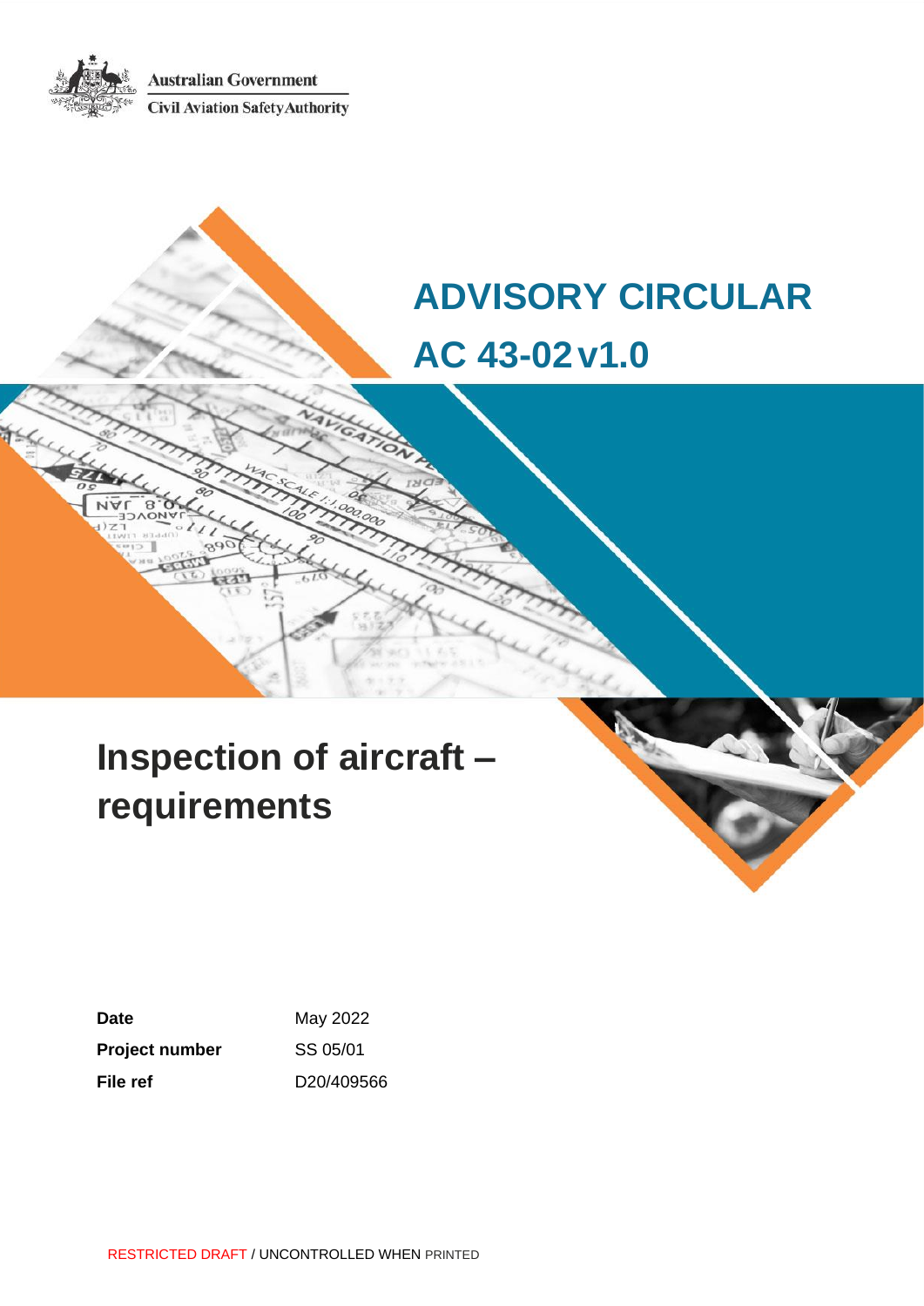Australian Government

Civil Aviation Safety Authority

# ADVISORY CIRCULAR

# AC 43-02 v1.0

# Inspection of aircraft – requirements

| | |
|---|---|
| **Date** | May 2022 |
| **Project number** | SS 05/01 |
| **File ref** | D20/409566 |

RESTRICTED DRAFT / UNCONTROLLED WHEN PRINTED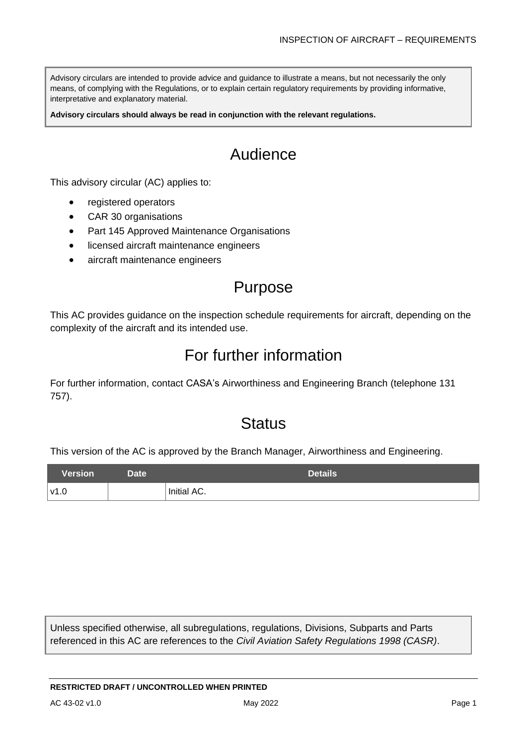Advisory circulars are intended to provide advice and guidance to illustrate a means, but not necessarily the only means, of complying with the Regulations, or to explain certain regulatory requirements by providing informative, interpretative and explanatory material.

**Advisory circulars should always be read in conjunction with the relevant regulations.**

# Audience

This advisory circular (AC) applies to:

- registered operators
- CAR 30 organisations
- Part 145 Approved Maintenance Organisations
- licensed aircraft maintenance engineers
- aircraft maintenance engineers

# Purpose

This AC provides guidance on the inspection schedule requirements for aircraft, depending on the complexity of the aircraft and its intended use.

# For further information

For further information, contact CASA's Airworthiness and Engineering Branch (telephone 131 757).

# Status

This version of the AC is approved by the Branch Manager, Airworthiness and Engineering.

| Version | Date | Details |
| --- | --- | --- |
| v1.0 | | Initial AC. |

Unless specified otherwise, all subregulations, regulations, Divisions, Subparts and Parts referenced in this AC are references to the *Civil Aviation Safety Regulations 1998 (CASR)*.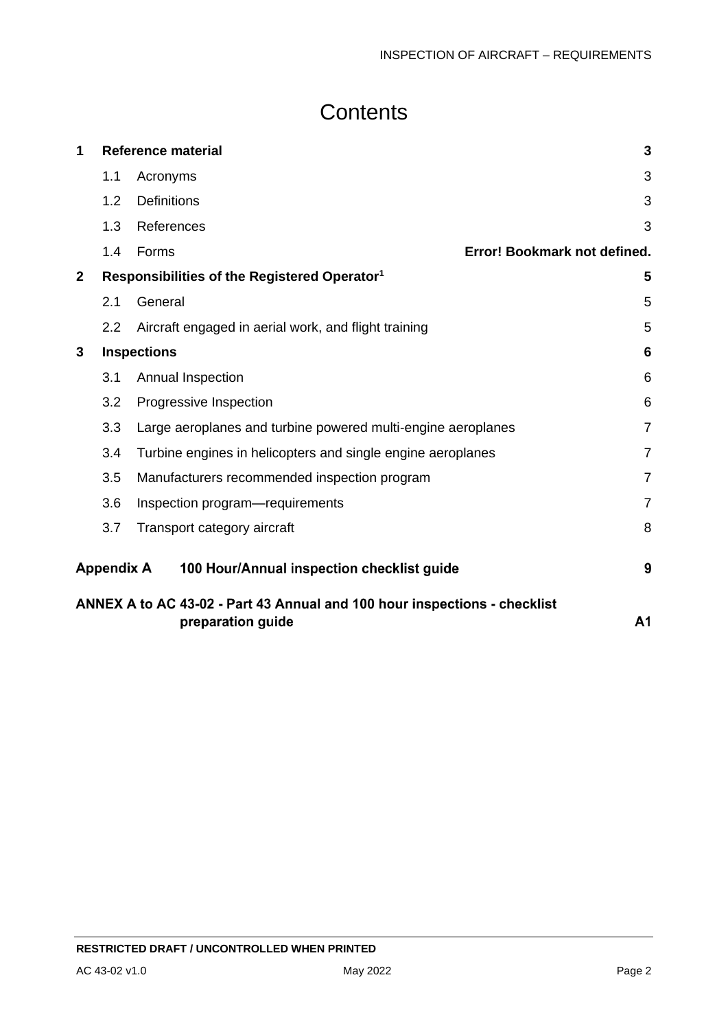# Contents

| | | |
|---|---|---|
| **1** | **Reference material** | **3** |
| 1.1 | Acronyms | 3 |
| 1.2 | Definitions | 3 |
| 1.3 | References | 3 |
| 1.4 | Forms | **Error! Bookmark not defined.** |
| **2** | **Responsibilities of the Registered Operator[1]** | **5** |
| 2.1 | General | 5 |
| 2.2 | Aircraft engaged in aerial work, and flight training | 5 |
| **3** | **Inspections** | **6** |
| 3.1 | Annual Inspection | 6 |
| 3.2 | Progressive Inspection | 6 |
| 3.3 | Large aeroplanes and turbine powered multi-engine aeroplanes | 7 |
| 3.4 | Turbine engines in helicopters and single engine aeroplanes | 7 |
| 3.5 | Manufacturers recommended inspection program | 7 |
| 3.6 | Inspection program—requirements | 7 |
| 3.7 | Transport category aircraft | 8 |
| **Appendix A** | **100 Hour/Annual inspection checklist guide** | **9** |
| **ANNEX A to AC 43-02 - Part 43 Annual and 100 hour inspections - checklist preparation guide** | | **A1** |

RESTRICTED DRAFT / UNCONTROLLED WHEN PRINTED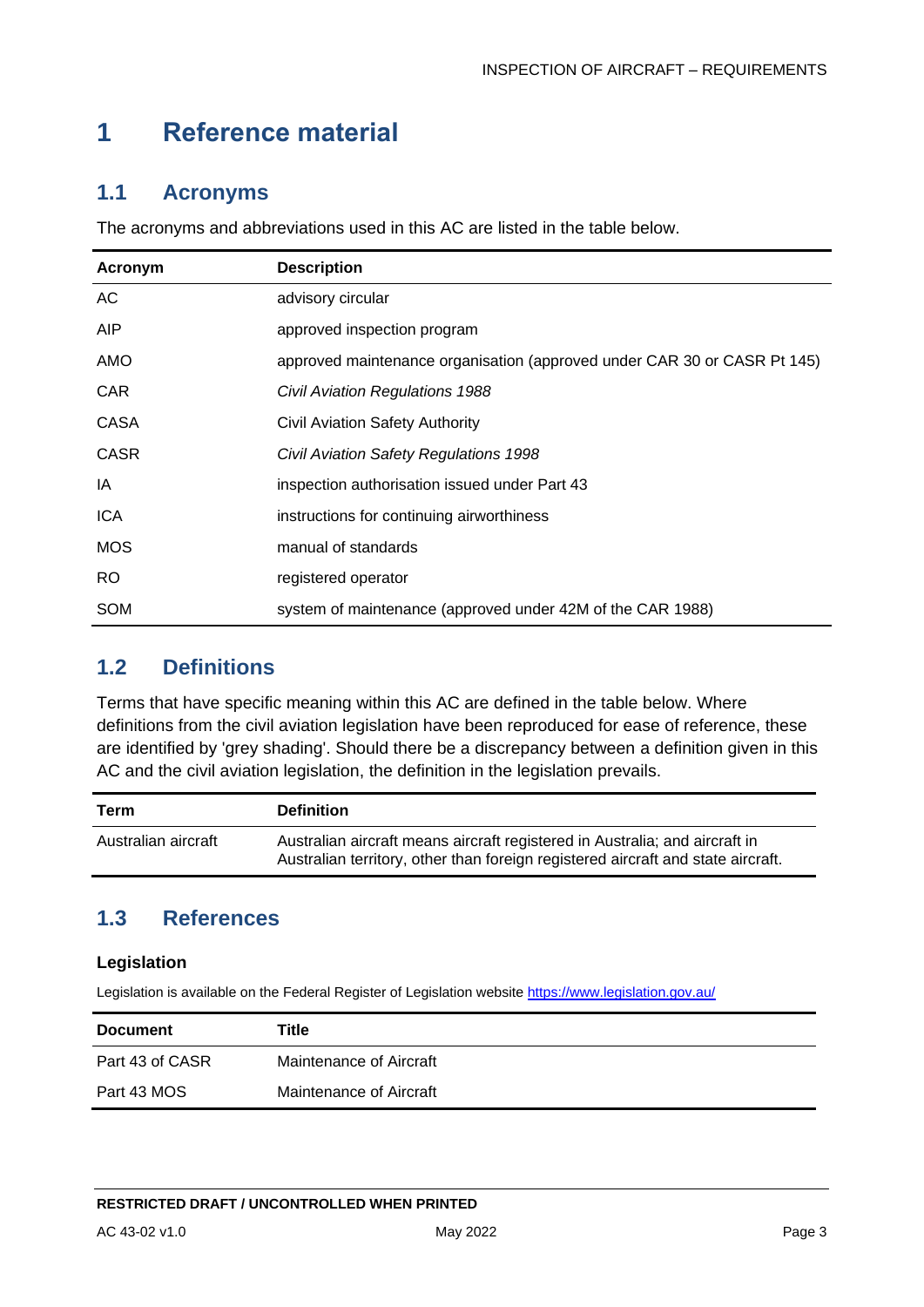# 1 Reference material

## 1.1 Acronyms

The acronyms and abbreviations used in this AC are listed in the table below.

| Acronym | Description |
| --- | --- |
| AC | advisory circular |
| AIP | approved inspection program |
| AMO | approved maintenance organisation (approved under CAR 30 or CASR Pt 145) |
| CAR | *Civil Aviation Regulations 1988* |
| CASA | Civil Aviation Safety Authority |
| CASR | *Civil Aviation Safety Regulations 1998* |
| IA | inspection authorisation issued under Part 43 |
| ICA | instructions for continuing airworthiness |
| MOS | manual of standards |
| RO | registered operator |
| SOM | system of maintenance (approved under 42M of the CAR 1988) |

## 1.2 Definitions

Terms that have specific meaning within this AC are defined in the table below. Where definitions from the civil aviation legislation have been reproduced for ease of reference, these are identified by 'grey shading'. Should there be a discrepancy between a definition given in this AC and the civil aviation legislation, the definition in the legislation prevails.

| Term | Definition |
| --- | --- |
| Australian aircraft | Australian aircraft means aircraft registered in Australia; and aircraft in Australian territory, other than foreign registered aircraft and state aircraft. |

## 1.3 References

### Legislation

Legislation is available on the Federal Register of Legislation website https://www.legislation.gov.au/

| Document | Title |
| --- | --- |
| Part 43 of CASR | Maintenance of Aircraft |
| Part 43 MOS | Maintenance of Aircraft |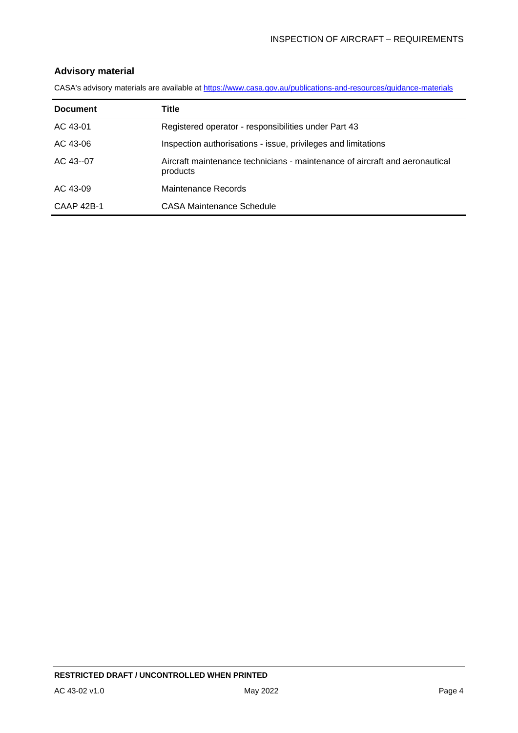## Advisory material

CASA's advisory materials are available at https://www.casa.gov.au/publications-and-resources/guidance-materials

| Document | Title |
|---|---|
| AC 43-01 | Registered operator - responsibilities under Part 43 |
| AC 43-06 | Inspection authorisations - issue, privileges and limitations |
| AC 43--07 | Aircraft maintenance technicians - maintenance of aircraft and aeronautical products |
| AC 43-09 | Maintenance Records |
| CAAP 42B-1 | CASA Maintenance Schedule |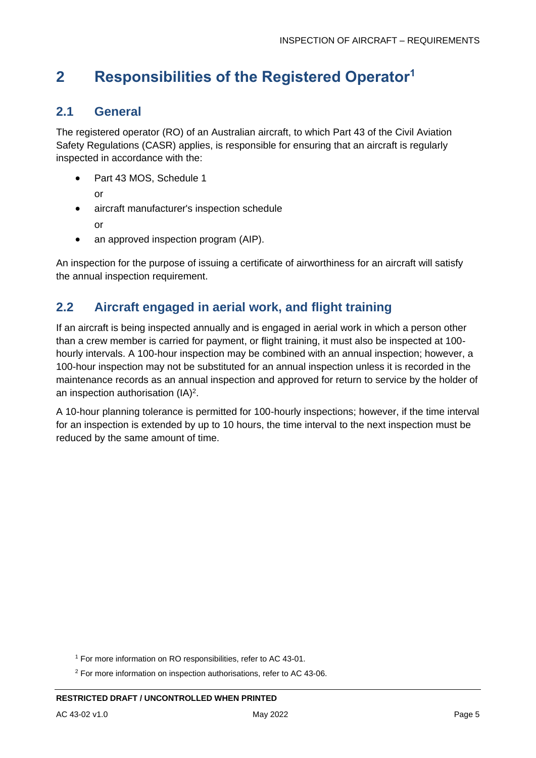# 2 Responsibilities of the Registered Operator[1]

## 2.1 General

The registered operator (RO) of an Australian aircraft, to which Part 43 of the Civil Aviation Safety Regulations (CASR) applies, is responsible for ensuring that an aircraft is regularly inspected in accordance with the:

- Part 43 MOS, Schedule 1

  or
- aircraft manufacturer's inspection schedule

  or
- an approved inspection program (AIP).

An inspection for the purpose of issuing a certificate of airworthiness for an aircraft will satisfy the annual inspection requirement.

## 2.2 Aircraft engaged in aerial work, and flight training

If an aircraft is being inspected annually and is engaged in aerial work in which a person other than a crew member is carried for payment, or flight training, it must also be inspected at 100-hourly intervals. A 100-hour inspection may be combined with an annual inspection; however, a 100-hour inspection may not be substituted for an annual inspection unless it is recorded in the maintenance records as an annual inspection and approved for return to service by the holder of an inspection authorisation (IA)[2].

A 10-hour planning tolerance is permitted for 100-hourly inspections; however, if the time interval for an inspection is extended by up to 10 hours, the time interval to the next inspection must be reduced by the same amount of time.

[1] For more information on RO responsibilities, refer to AC 43-01.

[2] For more information on inspection authorisations, refer to AC 43-06.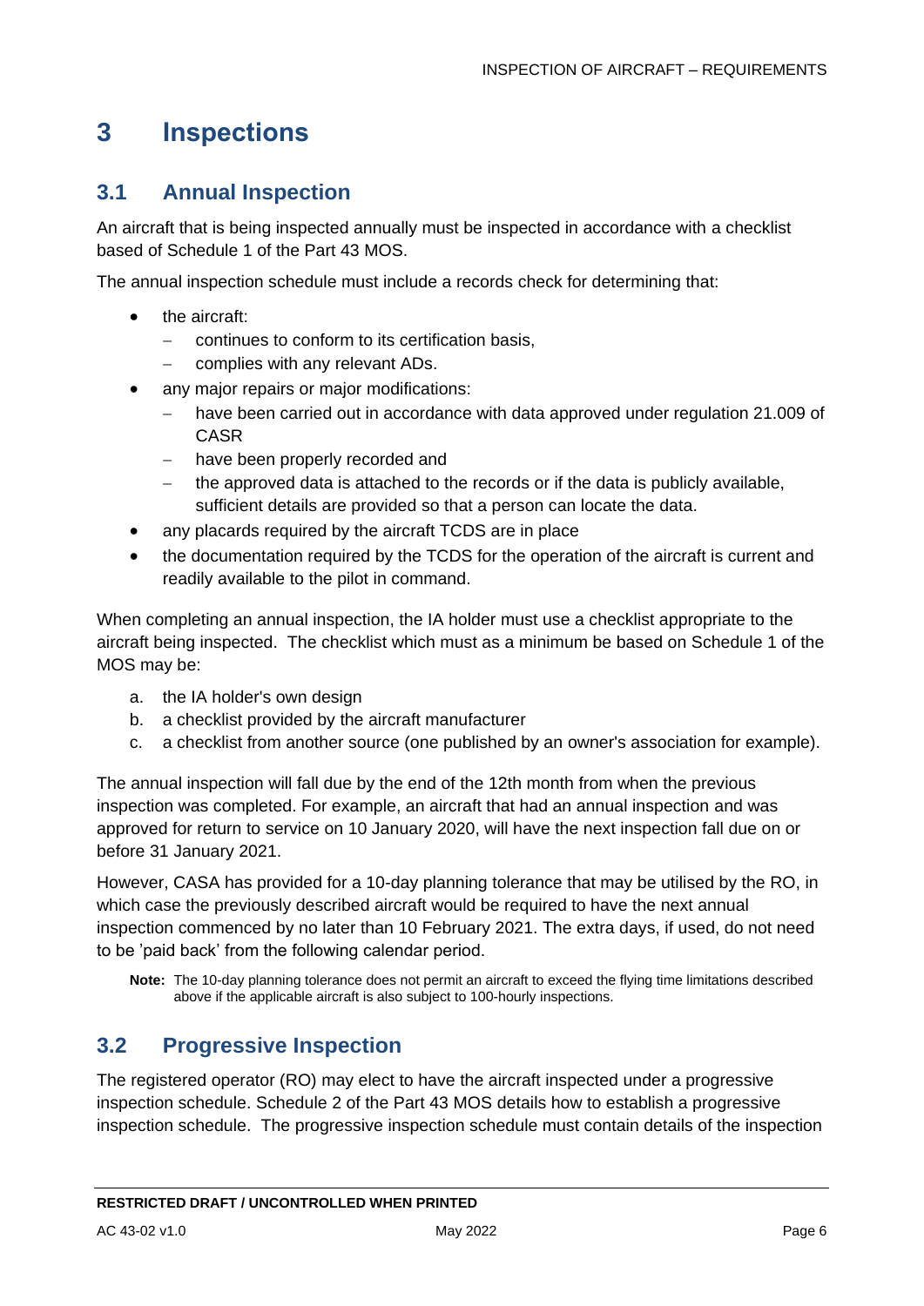# 3 Inspections

## 3.1 Annual Inspection

An aircraft that is being inspected annually must be inspected in accordance with a checklist based of Schedule 1 of the Part 43 MOS.

The annual inspection schedule must include a records check for determining that:

- the aircraft:
  - continues to conform to its certification basis,
  - complies with any relevant ADs.
- any major repairs or major modifications:
  - have been carried out in accordance with data approved under regulation 21.009 of CASR
  - have been properly recorded and
  - the approved data is attached to the records or if the data is publicly available, sufficient details are provided so that a person can locate the data.
- any placards required by the aircraft TCDS are in place
- the documentation required by the TCDS for the operation of the aircraft is current and readily available to the pilot in command.

When completing an annual inspection, the IA holder must use a checklist appropriate to the aircraft being inspected. The checklist which must as a minimum be based on Schedule 1 of the MOS may be:

a. the IA holder's own design
b. a checklist provided by the aircraft manufacturer
c. a checklist from another source (one published by an owner's association for example).

The annual inspection will fall due by the end of the 12th month from when the previous inspection was completed. For example, an aircraft that had an annual inspection and was approved for return to service on 10 January 2020, will have the next inspection fall due on or before 31 January 2021.

However, CASA has provided for a 10-day planning tolerance that may be utilised by the RO, in which case the previously described aircraft would be required to have the next annual inspection commenced by no later than 10 February 2021. The extra days, if used, do not need to be 'paid back' from the following calendar period.

> **Note:** The 10-day planning tolerance does not permit an aircraft to exceed the flying time limitations described above if the applicable aircraft is also subject to 100-hourly inspections.

## 3.2 Progressive Inspection

The registered operator (RO) may elect to have the aircraft inspected under a progressive inspection schedule. Schedule 2 of the Part 43 MOS details how to establish a progressive inspection schedule. The progressive inspection schedule must contain details of the inspection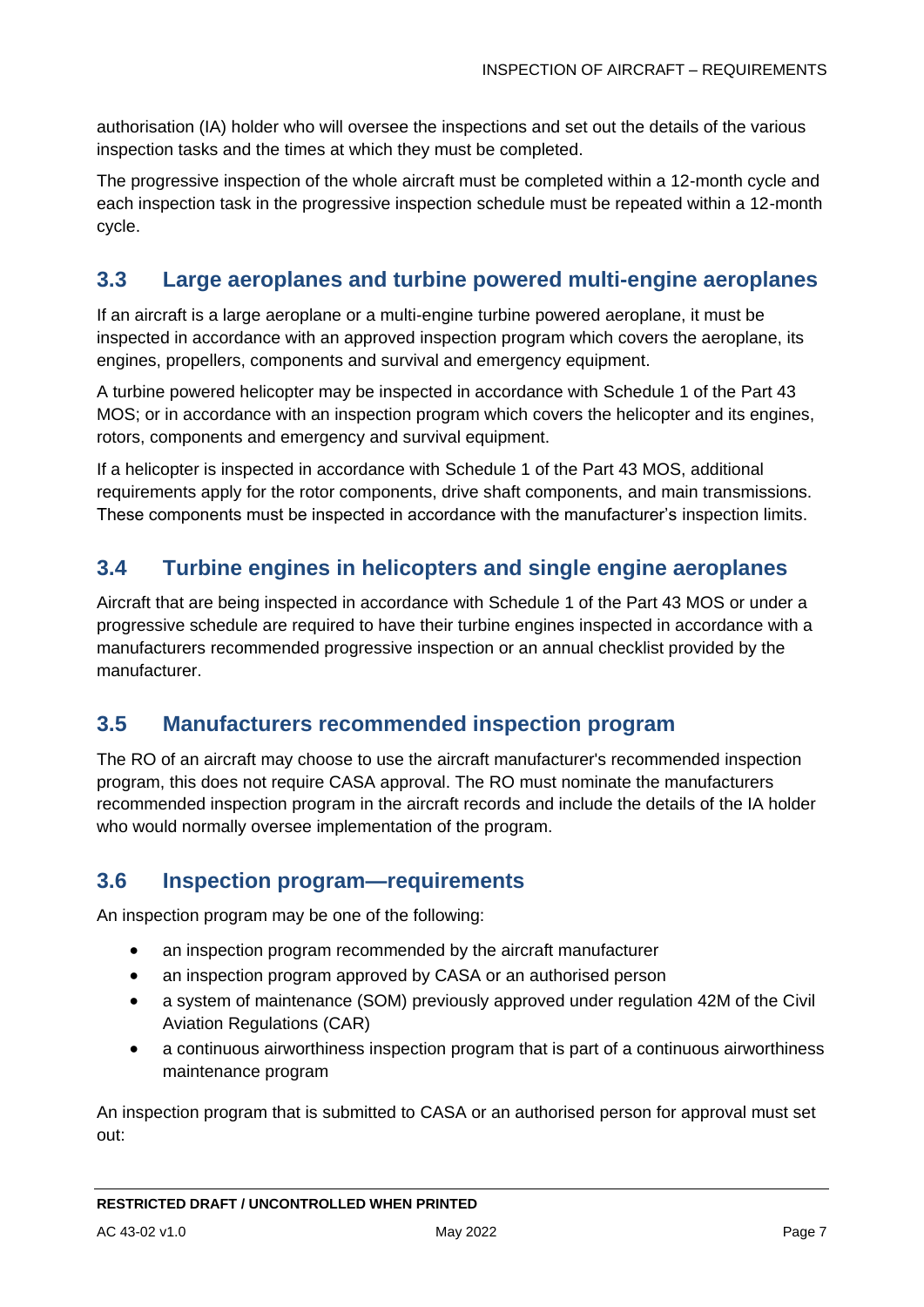authorisation (IA) holder who will oversee the inspections and set out the details of the various inspection tasks and the times at which they must be completed.

The progressive inspection of the whole aircraft must be completed within a 12-month cycle and each inspection task in the progressive inspection schedule must be repeated within a 12-month cycle.

## 3.3 Large aeroplanes and turbine powered multi-engine aeroplanes

If an aircraft is a large aeroplane or a multi-engine turbine powered aeroplane, it must be inspected in accordance with an approved inspection program which covers the aeroplane, its engines, propellers, components and survival and emergency equipment.

A turbine powered helicopter may be inspected in accordance with Schedule 1 of the Part 43 MOS; or in accordance with an inspection program which covers the helicopter and its engines, rotors, components and emergency and survival equipment.

If a helicopter is inspected in accordance with Schedule 1 of the Part 43 MOS, additional requirements apply for the rotor components, drive shaft components, and main transmissions. These components must be inspected in accordance with the manufacturer's inspection limits.

## 3.4 Turbine engines in helicopters and single engine aeroplanes

Aircraft that are being inspected in accordance with Schedule 1 of the Part 43 MOS or under a progressive schedule are required to have their turbine engines inspected in accordance with a manufacturers recommended progressive inspection or an annual checklist provided by the manufacturer.

## 3.5 Manufacturers recommended inspection program

The RO of an aircraft may choose to use the aircraft manufacturer's recommended inspection program, this does not require CASA approval. The RO must nominate the manufacturers recommended inspection program in the aircraft records and include the details of the IA holder who would normally oversee implementation of the program.

## 3.6 Inspection program—requirements

An inspection program may be one of the following:

- an inspection program recommended by the aircraft manufacturer
- an inspection program approved by CASA or an authorised person
- a system of maintenance (SOM) previously approved under regulation 42M of the Civil Aviation Regulations (CAR)
- a continuous airworthiness inspection program that is part of a continuous airworthiness maintenance program

An inspection program that is submitted to CASA or an authorised person for approval must set out: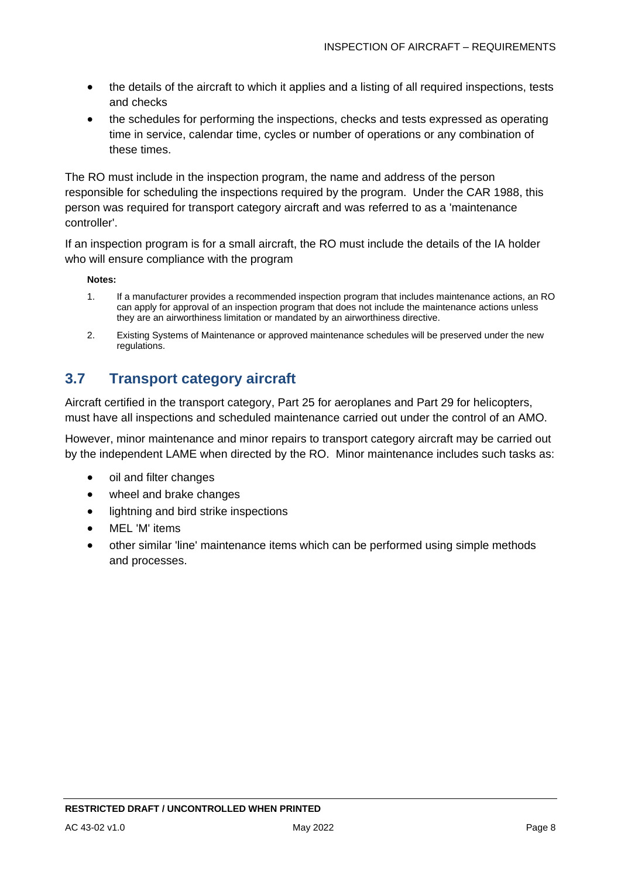- the details of the aircraft to which it applies and a listing of all required inspections, tests and checks
- the schedules for performing the inspections, checks and tests expressed as operating time in service, calendar time, cycles or number of operations or any combination of these times.

The RO must include in the inspection program, the name and address of the person responsible for scheduling the inspections required by the program. Under the CAR 1988, this person was required for transport category aircraft and was referred to as a 'maintenance controller'.

If an inspection program is for a small aircraft, the RO must include the details of the IA holder who will ensure compliance with the program

**Notes:**

1. If a manufacturer provides a recommended inspection program that includes maintenance actions, an RO can apply for approval of an inspection program that does not include the maintenance actions unless they are an airworthiness limitation or mandated by an airworthiness directive.
2. Existing Systems of Maintenance or approved maintenance schedules will be preserved under the new regulations.

## 3.7 Transport category aircraft

Aircraft certified in the transport category, Part 25 for aeroplanes and Part 29 for helicopters, must have all inspections and scheduled maintenance carried out under the control of an AMO.

However, minor maintenance and minor repairs to transport category aircraft may be carried out by the independent LAME when directed by the RO. Minor maintenance includes such tasks as:

- oil and filter changes
- wheel and brake changes
- lightning and bird strike inspections
- MEL 'M' items
- other similar 'line' maintenance items which can be performed using simple methods and processes.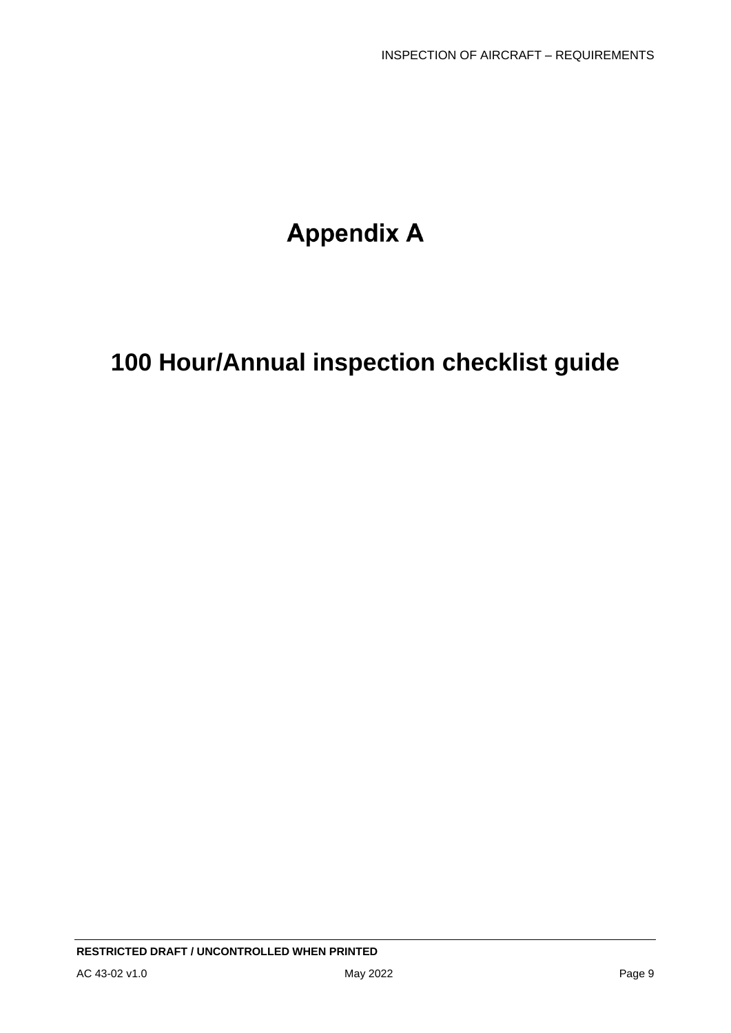# Appendix A

# 100 Hour/Annual inspection checklist guide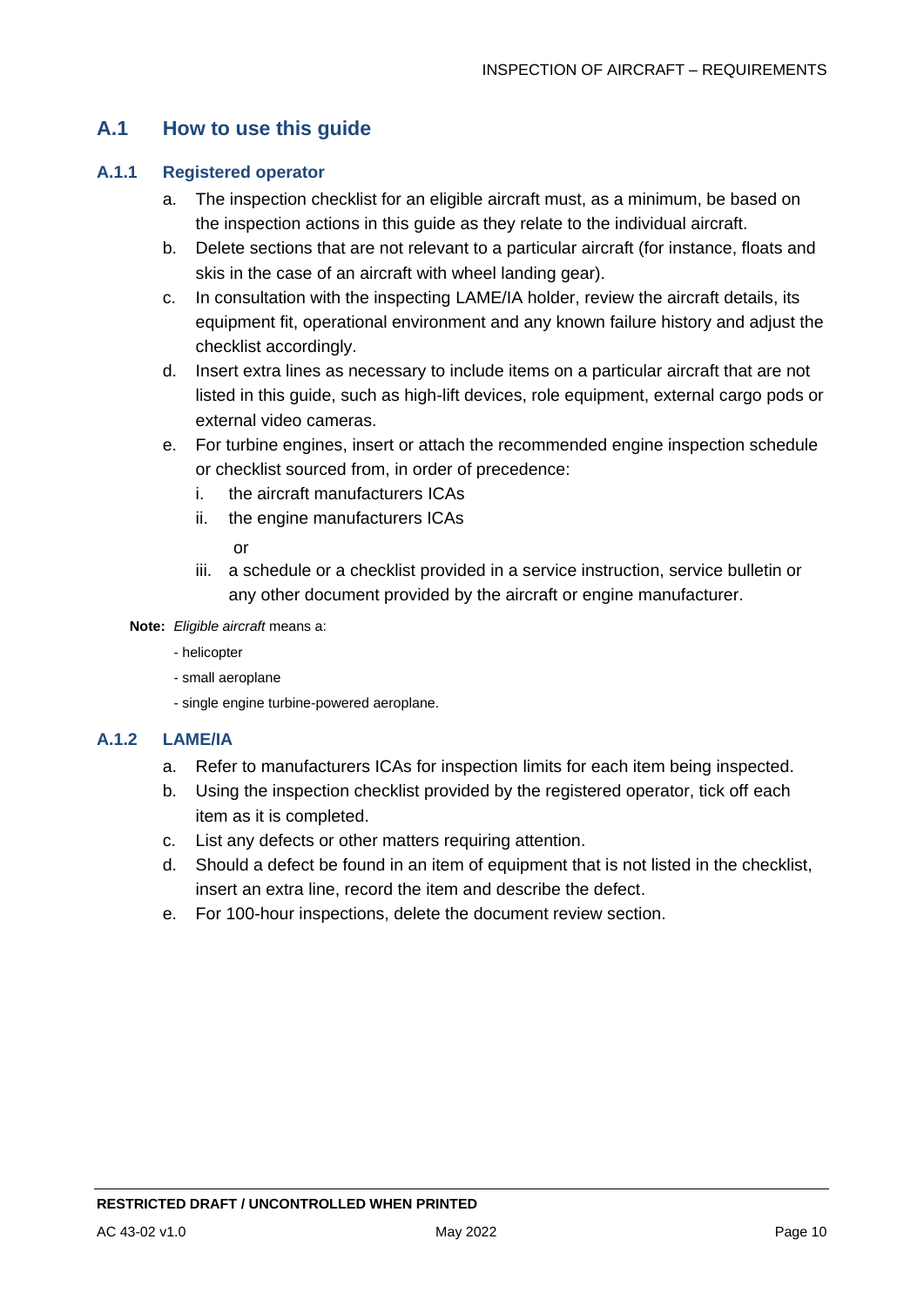## A.1 How to use this guide

### A.1.1 Registered operator

a. The inspection checklist for an eligible aircraft must, as a minimum, be based on the inspection actions in this guide as they relate to the individual aircraft.

b. Delete sections that are not relevant to a particular aircraft (for instance, floats and skis in the case of an aircraft with wheel landing gear).

c. In consultation with the inspecting LAME/IA holder, review the aircraft details, its equipment fit, operational environment and any known failure history and adjust the checklist accordingly.

d. Insert extra lines as necessary to include items on a particular aircraft that are not listed in this guide, such as high-lift devices, role equipment, external cargo pods or external video cameras.

e. For turbine engines, insert or attach the recommended engine inspection schedule or checklist sourced from, in order of precedence:

   i. the aircraft manufacturers ICAs

   ii. the engine manufacturers ICAs

   or

   iii. a schedule or a checklist provided in a service instruction, service bulletin or any other document provided by the aircraft or engine manufacturer.

**Note:** *Eligible aircraft* means a:

- helicopter
- small aeroplane
- single engine turbine-powered aeroplane.

### A.1.2 LAME/IA

a. Refer to manufacturers ICAs for inspection limits for each item being inspected.

b. Using the inspection checklist provided by the registered operator, tick off each item as it is completed.

c. List any defects or other matters requiring attention.

d. Should a defect be found in an item of equipment that is not listed in the checklist, insert an extra line, record the item and describe the defect.

e. For 100-hour inspections, delete the document review section.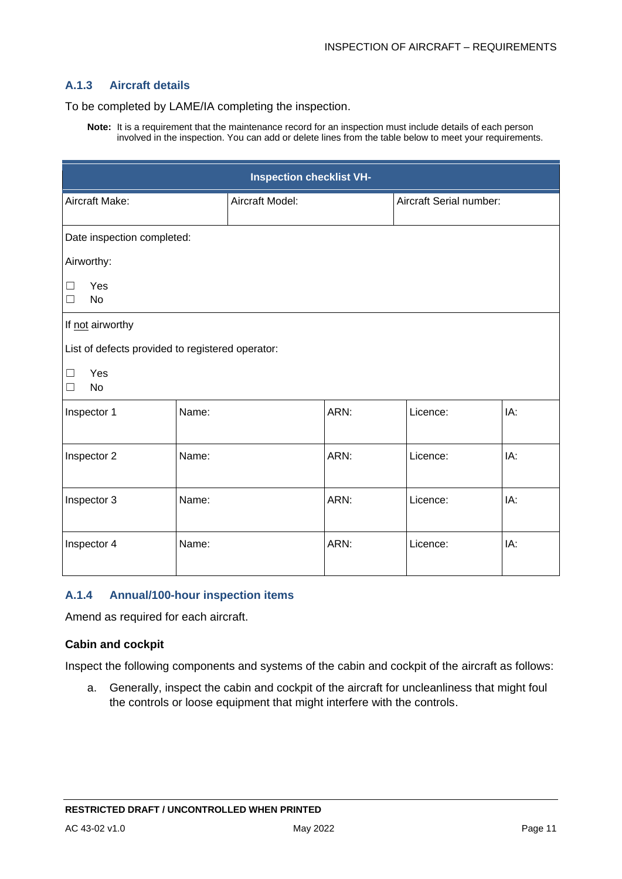### A.1.3 Aircraft details

To be completed by LAME/IA completing the inspection.

> **Note:** It is a requirement that the maintenance record for an inspection must include details of each person involved in the inspection. You can add or delete lines from the table below to meet your requirements.

| Inspection checklist VH- | | | | |
|---|---|---|---|---|
| Aircraft Make: | Aircraft Model: | | Aircraft Serial number: | |
| Date inspection completed:<br><br>Airworthy:<br><br>☐ Yes<br>☐ No | | | | |
| If not airworthy<br><br>List of defects provided to registered operator:<br><br>☐ Yes<br>☐ No | | | | |
| Inspector 1 | Name: | ARN: | Licence: | IA: |
| Inspector 2 | Name: | ARN: | Licence: | IA: |
| Inspector 3 | Name: | ARN: | Licence: | IA: |
| Inspector 4 | Name: | ARN: | Licence: | IA: |

### A.1.4 Annual/100-hour inspection items

Amend as required for each aircraft.

**Cabin and cockpit**

Inspect the following components and systems of the cabin and cockpit of the aircraft as follows:

a. Generally, inspect the cabin and cockpit of the aircraft for uncleanliness that might foul the controls or loose equipment that might interfere with the controls.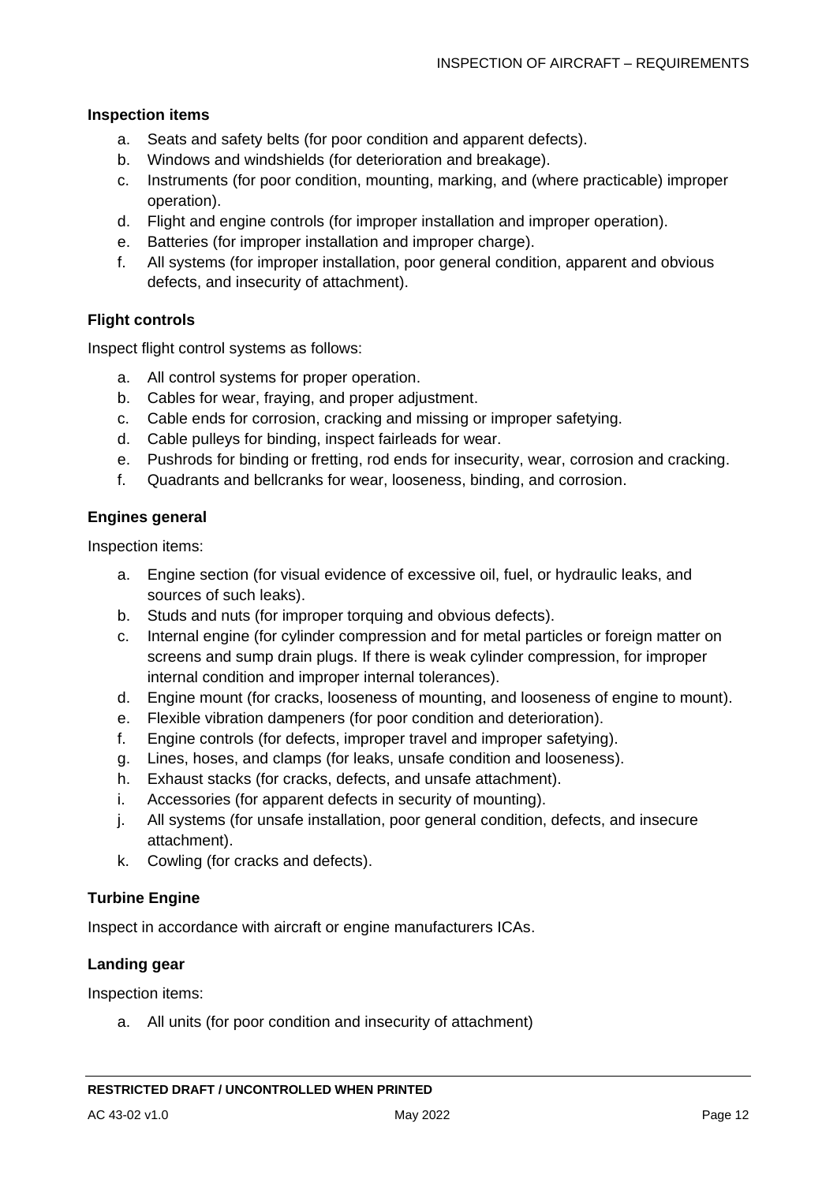### Inspection items

a. Seats and safety belts (for poor condition and apparent defects).
b. Windows and windshields (for deterioration and breakage).
c. Instruments (for poor condition, mounting, marking, and (where practicable) improper operation).
d. Flight and engine controls (for improper installation and improper operation).
e. Batteries (for improper installation and improper charge).
f. All systems (for improper installation, poor general condition, apparent and obvious defects, and insecurity of attachment).

### Flight controls

Inspect flight control systems as follows:

a. All control systems for proper operation.
b. Cables for wear, fraying, and proper adjustment.
c. Cable ends for corrosion, cracking and missing or improper safetying.
d. Cable pulleys for binding, inspect fairleads for wear.
e. Pushrods for binding or fretting, rod ends for insecurity, wear, corrosion and cracking.
f. Quadrants and bellcranks for wear, looseness, binding, and corrosion.

### Engines general

Inspection items:

a. Engine section (for visual evidence of excessive oil, fuel, or hydraulic leaks, and sources of such leaks).
b. Studs and nuts (for improper torquing and obvious defects).
c. Internal engine (for cylinder compression and for metal particles or foreign matter on screens and sump drain plugs. If there is weak cylinder compression, for improper internal condition and improper internal tolerances).
d. Engine mount (for cracks, looseness of mounting, and looseness of engine to mount).
e. Flexible vibration dampeners (for poor condition and deterioration).
f. Engine controls (for defects, improper travel and improper safetying).
g. Lines, hoses, and clamps (for leaks, unsafe condition and looseness).
h. Exhaust stacks (for cracks, defects, and unsafe attachment).
i. Accessories (for apparent defects in security of mounting).
j. All systems (for unsafe installation, poor general condition, defects, and insecure attachment).
k. Cowling (for cracks and defects).

### Turbine Engine

Inspect in accordance with aircraft or engine manufacturers ICAs.

### Landing gear

Inspection items:

a. All units (for poor condition and insecurity of attachment)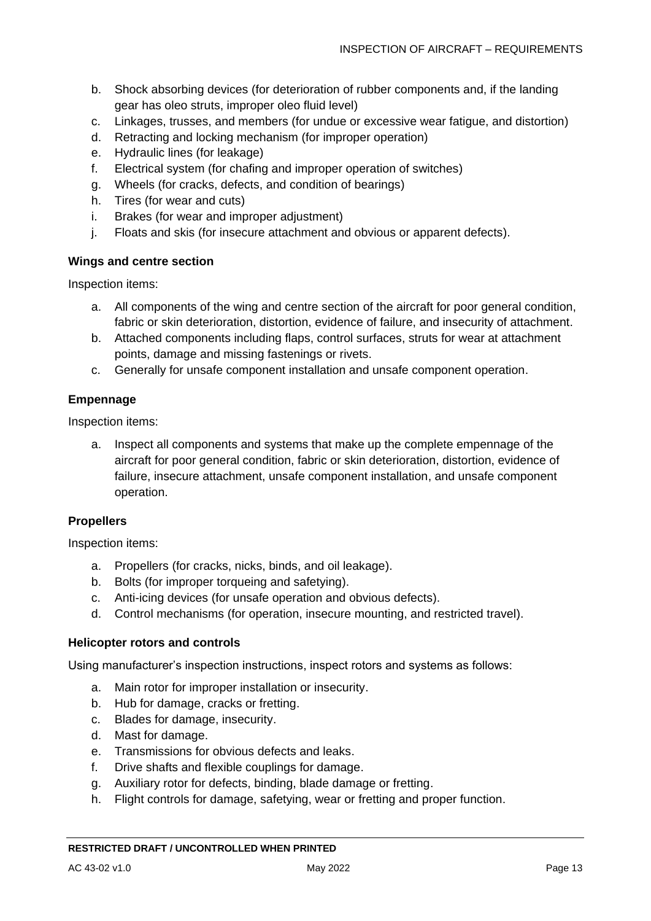b. Shock absorbing devices (for deterioration of rubber components and, if the landing gear has oleo struts, improper oleo fluid level)
c. Linkages, trusses, and members (for undue or excessive wear fatigue, and distortion)
d. Retracting and locking mechanism (for improper operation)
e. Hydraulic lines (for leakage)
f. Electrical system (for chafing and improper operation of switches)
g. Wheels (for cracks, defects, and condition of bearings)
h. Tires (for wear and cuts)
i. Brakes (for wear and improper adjustment)
j. Floats and skis (for insecure attachment and obvious or apparent defects).

**Wings and centre section**

Inspection items:

a. All components of the wing and centre section of the aircraft for poor general condition, fabric or skin deterioration, distortion, evidence of failure, and insecurity of attachment.
b. Attached components including flaps, control surfaces, struts for wear at attachment points, damage and missing fastenings or rivets.
c. Generally for unsafe component installation and unsafe component operation.

**Empennage**

Inspection items:

a. Inspect all components and systems that make up the complete empennage of the aircraft for poor general condition, fabric or skin deterioration, distortion, evidence of failure, insecure attachment, unsafe component installation, and unsafe component operation.

**Propellers**

Inspection items:

a. Propellers (for cracks, nicks, binds, and oil leakage).
b. Bolts (for improper torqueing and safetying).
c. Anti-icing devices (for unsafe operation and obvious defects).
d. Control mechanisms (for operation, insecure mounting, and restricted travel).

**Helicopter rotors and controls**

Using manufacturer's inspection instructions, inspect rotors and systems as follows:

a. Main rotor for improper installation or insecurity.
b. Hub for damage, cracks or fretting.
c. Blades for damage, insecurity.
d. Mast for damage.
e. Transmissions for obvious defects and leaks.
f. Drive shafts and flexible couplings for damage.
g. Auxiliary rotor for defects, binding, blade damage or fretting.
h. Flight controls for damage, safetying, wear or fretting and proper function.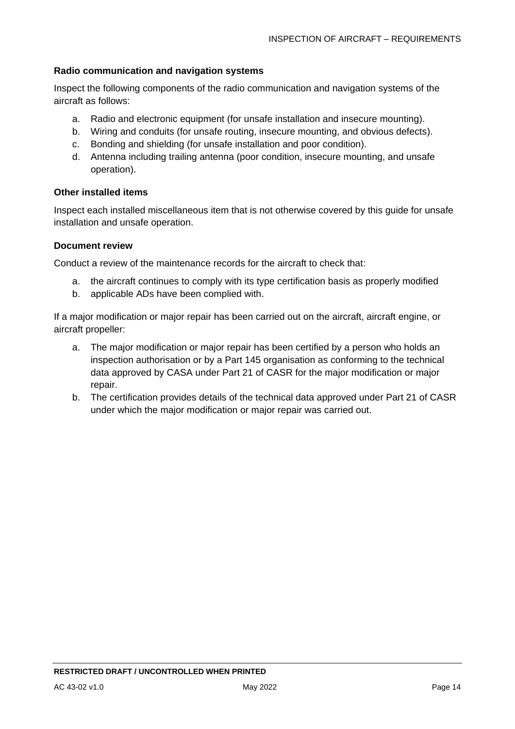### Radio communication and navigation systems

Inspect the following components of the radio communication and navigation systems of the aircraft as follows:

a. Radio and electronic equipment (for unsafe installation and insecure mounting).
b. Wiring and conduits (for unsafe routing, insecure mounting, and obvious defects).
c. Bonding and shielding (for unsafe installation and poor condition).
d. Antenna including trailing antenna (poor condition, insecure mounting, and unsafe operation).

### Other installed items

Inspect each installed miscellaneous item that is not otherwise covered by this guide for unsafe installation and unsafe operation.

### Document review

Conduct a review of the maintenance records for the aircraft to check that:

a. the aircraft continues to comply with its type certification basis as properly modified
b. applicable ADs have been complied with.

If a major modification or major repair has been carried out on the aircraft, aircraft engine, or aircraft propeller:

a. The major modification or major repair has been certified by a person who holds an inspection authorisation or by a Part 145 organisation as conforming to the technical data approved by CASA under Part 21 of CASR for the major modification or major repair.
b. The certification provides details of the technical data approved under Part 21 of CASR under which the major modification or major repair was carried out.